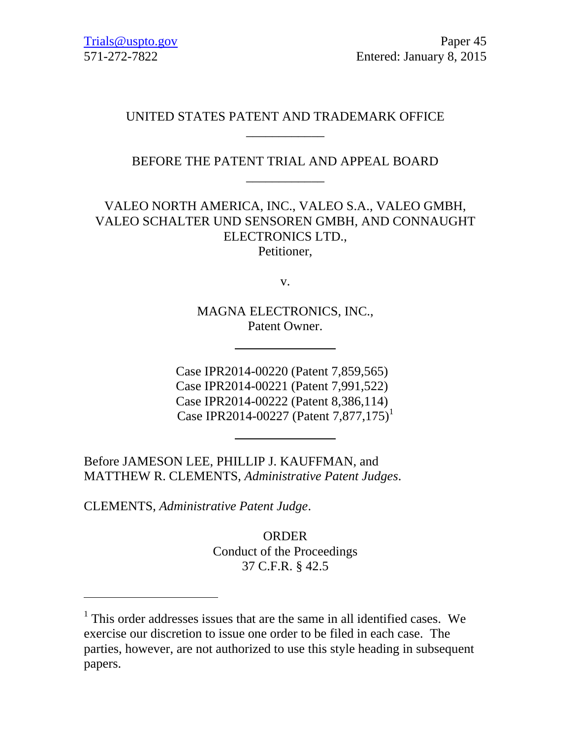Trials@uspto.gov
571-272-7822

Paper 45
Entered: January 8, 2015

UNITED STATES PATENT AND TRADEMARK OFFICE

---

BEFORE THE PATENT TRIAL AND APPEAL BOARD

---

VALEO NORTH AMERICA, INC., VALEO S.A., VALEO GMBH, VALEO SCHALTER UND SENSOREN GMBH, AND CONNAUGHT ELECTRONICS LTD.,
Petitioner,

v.

MAGNA ELECTRONICS, INC.,
Patent Owner.

---

Case IPR2014-00220 (Patent 7,859,565)
Case IPR2014-00221 (Patent 7,991,522)
Case IPR2014-00222 (Patent 8,386,114)
Case IPR2014-00227 (Patent 7,877,175)[1]

---

Before JAMESON LEE, PHILLIP J. KAUFFMAN, and MATTHEW R. CLEMENTS, *Administrative Patent Judges*.

CLEMENTS, *Administrative Patent Judge*.

ORDER
Conduct of the Proceedings
37 C.F.R. § 42.5

---

[1] This order addresses issues that are the same in all identified cases. We exercise our discretion to issue one order to be filed in each case. The parties, however, are not authorized to use this style heading in subsequent papers.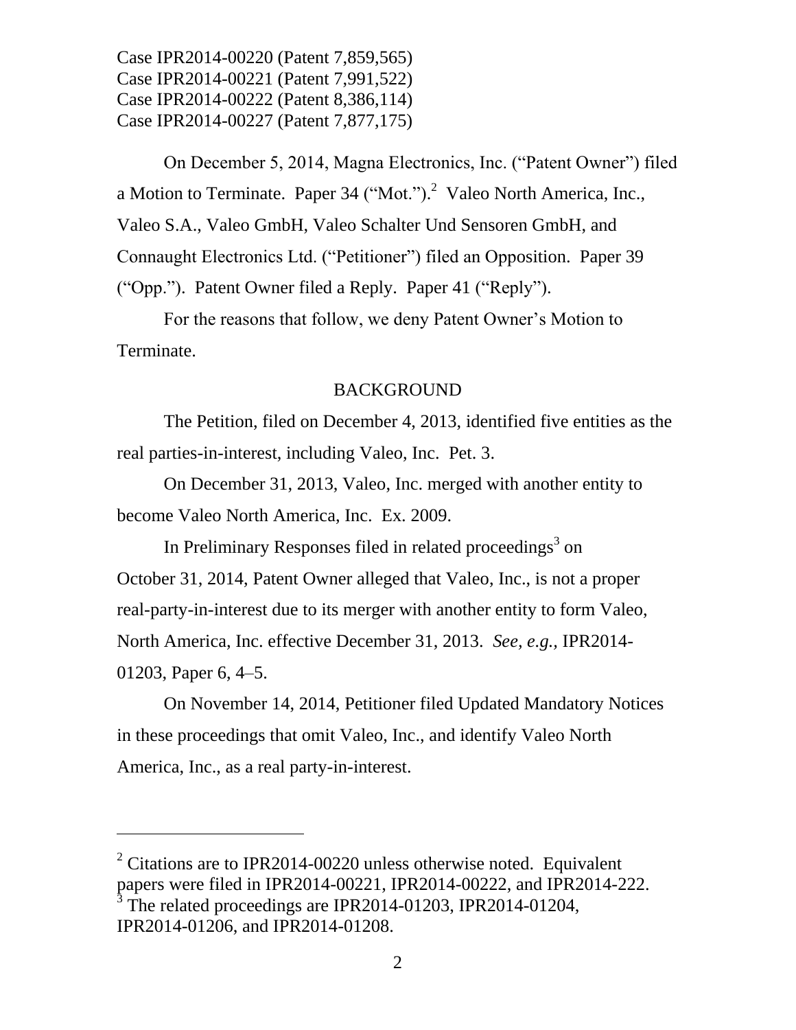Case IPR2014-00220 (Patent 7,859,565)
Case IPR2014-00221 (Patent 7,991,522)
Case IPR2014-00222 (Patent 8,386,114)
Case IPR2014-00227 (Patent 7,877,175)

On December 5, 2014, Magna Electronics, Inc. ("Patent Owner") filed a Motion to Terminate. Paper 34 ("Mot.").[2] Valeo North America, Inc., Valeo S.A., Valeo GmbH, Valeo Schalter Und Sensoren GmbH, and Connaught Electronics Ltd. ("Petitioner") filed an Opposition. Paper 39 ("Opp."). Patent Owner filed a Reply. Paper 41 ("Reply").

For the reasons that follow, we deny Patent Owner's Motion to Terminate.

## BACKGROUND

The Petition, filed on December 4, 2013, identified five entities as the real parties-in-interest, including Valeo, Inc. Pet. 3.

On December 31, 2013, Valeo, Inc. merged with another entity to become Valeo North America, Inc. Ex. 2009.

In Preliminary Responses filed in related proceedings[3] on October 31, 2014, Patent Owner alleged that Valeo, Inc., is not a proper real-party-in-interest due to its merger with another entity to form Valeo, North America, Inc. effective December 31, 2013. *See, e.g.,* IPR2014-01203, Paper 6, 4–5.

On November 14, 2014, Petitioner filed Updated Mandatory Notices in these proceedings that omit Valeo, Inc., and identify Valeo North America, Inc., as a real party-in-interest.

---

[2] Citations are to IPR2014-00220 unless otherwise noted. Equivalent papers were filed in IPR2014-00221, IPR2014-00222, and IPR2014-222.

[3] The related proceedings are IPR2014-01203, IPR2014-01204, IPR2014-01206, and IPR2014-01208.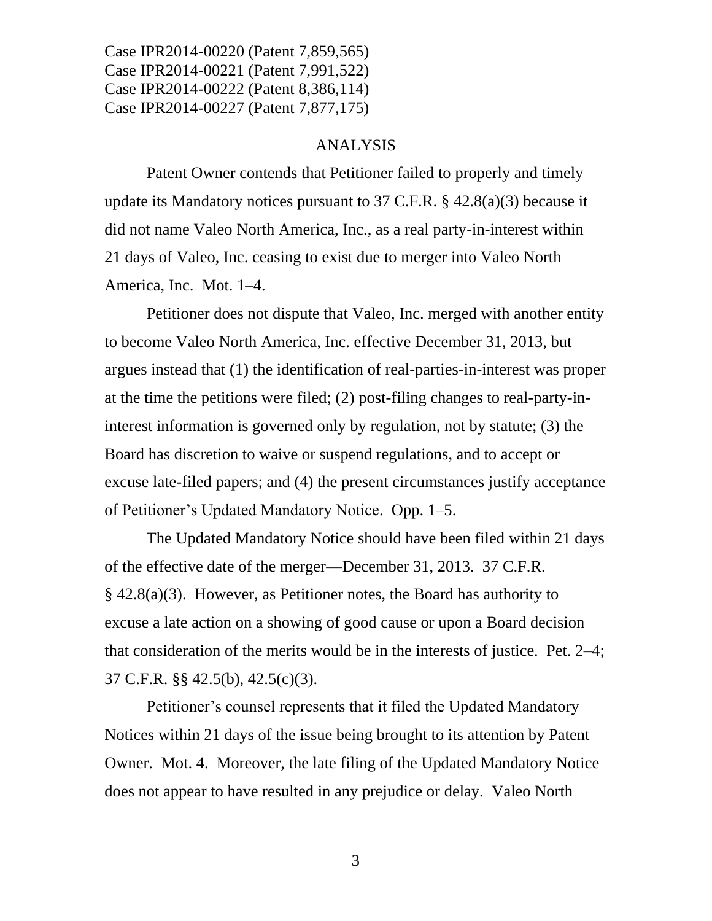Case IPR2014-00220 (Patent 7,859,565)
Case IPR2014-00221 (Patent 7,991,522)
Case IPR2014-00222 (Patent 8,386,114)
Case IPR2014-00227 (Patent 7,877,175)

## ANALYSIS

Patent Owner contends that Petitioner failed to properly and timely update its Mandatory notices pursuant to 37 C.F.R. § 42.8(a)(3) because it did not name Valeo North America, Inc., as a real party-in-interest within 21 days of Valeo, Inc. ceasing to exist due to merger into Valeo North America, Inc. Mot. 1–4.

Petitioner does not dispute that Valeo, Inc. merged with another entity to become Valeo North America, Inc. effective December 31, 2013, but argues instead that (1) the identification of real-parties-in-interest was proper at the time the petitions were filed; (2) post-filing changes to real-party-in-interest information is governed only by regulation, not by statute; (3) the Board has discretion to waive or suspend regulations, and to accept or excuse late-filed papers; and (4) the present circumstances justify acceptance of Petitioner's Updated Mandatory Notice. Opp. 1–5.

The Updated Mandatory Notice should have been filed within 21 days of the effective date of the merger—December 31, 2013. 37 C.F.R. § 42.8(a)(3). However, as Petitioner notes, the Board has authority to excuse a late action on a showing of good cause or upon a Board decision that consideration of the merits would be in the interests of justice. Pet. 2–4; 37 C.F.R. §§ 42.5(b), 42.5(c)(3).

Petitioner's counsel represents that it filed the Updated Mandatory Notices within 21 days of the issue being brought to its attention by Patent Owner. Mot. 4. Moreover, the late filing of the Updated Mandatory Notice does not appear to have resulted in any prejudice or delay. Valeo North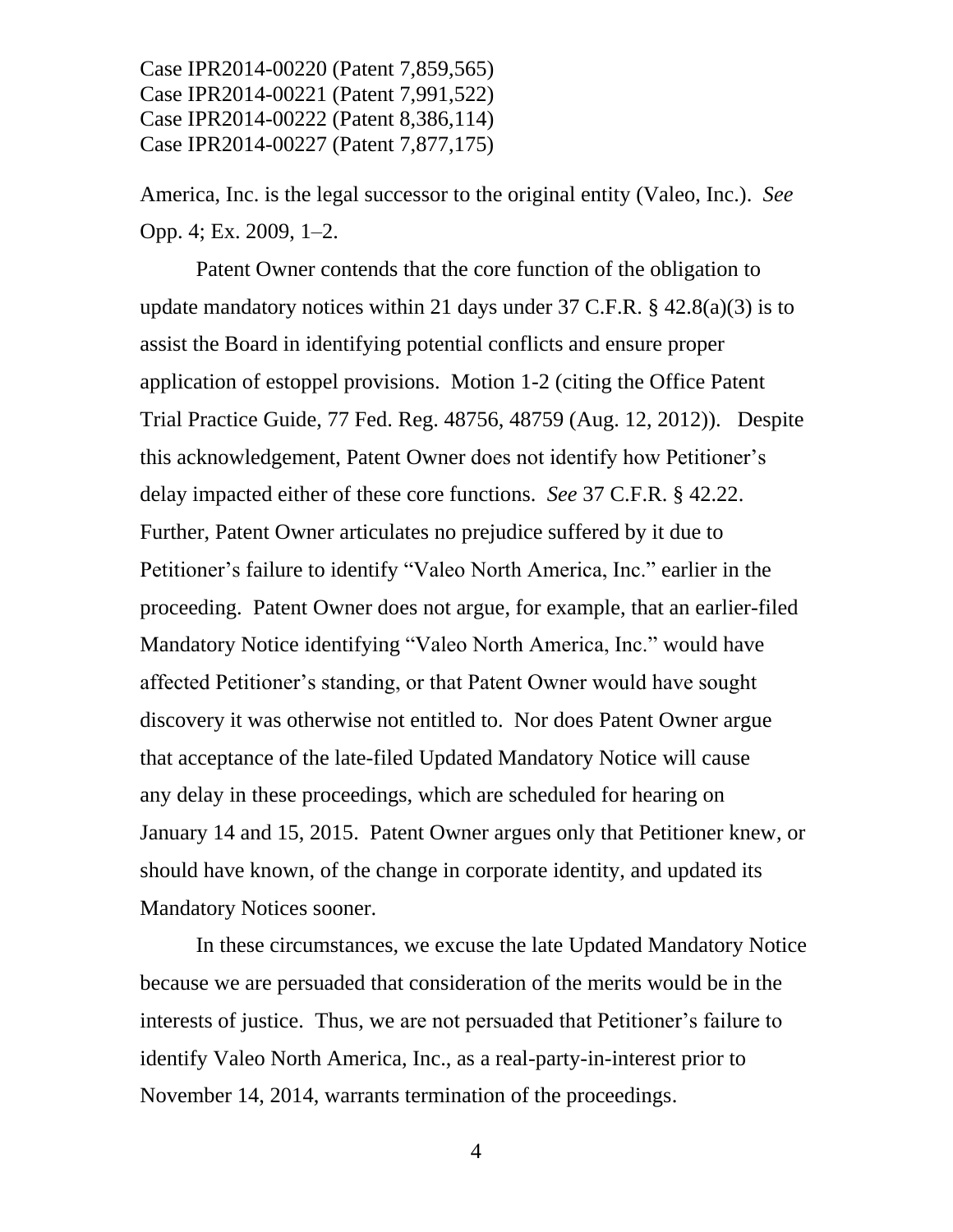America, Inc. is the legal successor to the original entity (Valeo, Inc.). *See* Opp. 4; Ex. 2009, 1–2.

Patent Owner contends that the core function of the obligation to update mandatory notices within 21 days under 37 C.F.R. § 42.8(a)(3) is to assist the Board in identifying potential conflicts and ensure proper application of estoppel provisions. Motion 1-2 (citing the Office Patent Trial Practice Guide, 77 Fed. Reg. 48756, 48759 (Aug. 12, 2012)). Despite this acknowledgement, Patent Owner does not identify how Petitioner's delay impacted either of these core functions. *See* 37 C.F.R. § 42.22. Further, Patent Owner articulates no prejudice suffered by it due to Petitioner's failure to identify "Valeo North America, Inc." earlier in the proceeding. Patent Owner does not argue, for example, that an earlier-filed Mandatory Notice identifying "Valeo North America, Inc." would have affected Petitioner's standing, or that Patent Owner would have sought discovery it was otherwise not entitled to. Nor does Patent Owner argue that acceptance of the late-filed Updated Mandatory Notice will cause any delay in these proceedings, which are scheduled for hearing on January 14 and 15, 2015. Patent Owner argues only that Petitioner knew, or should have known, of the change in corporate identity, and updated its Mandatory Notices sooner.

In these circumstances, we excuse the late Updated Mandatory Notice because we are persuaded that consideration of the merits would be in the interests of justice. Thus, we are not persuaded that Petitioner's failure to identify Valeo North America, Inc., as a real-party-in-interest prior to November 14, 2014, warrants termination of the proceedings.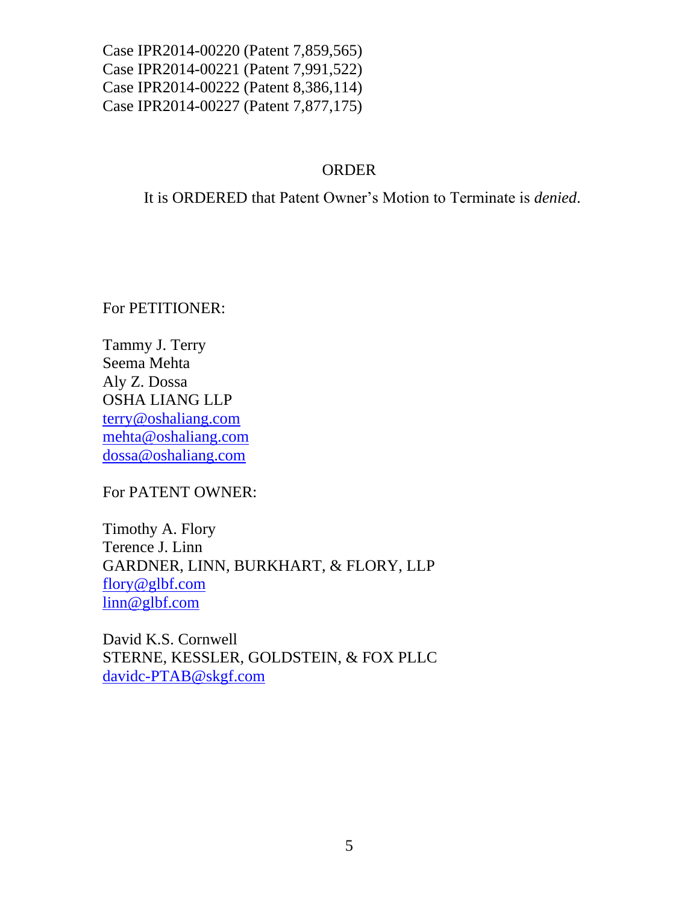Case IPR2014-00220 (Patent 7,859,565)
Case IPR2014-00221 (Patent 7,991,522)
Case IPR2014-00222 (Patent 8,386,114)
Case IPR2014-00227 (Patent 7,877,175)

## ORDER

It is ORDERED that Patent Owner's Motion to Terminate is *denied*.

For PETITIONER:

Tammy J. Terry
Seema Mehta
Aly Z. Dossa
OSHA LIANG LLP
terry@oshaliang.com
mehta@oshaliang.com
dossa@oshaliang.com

For PATENT OWNER:

Timothy A. Flory
Terence J. Linn
GARDNER, LINN, BURKHART, & FLORY, LLP
flory@glbf.com
linn@glbf.com

David K.S. Cornwell
STERNE, KESSLER, GOLDSTEIN, & FOX PLLC
davidc-PTAB@skgf.com